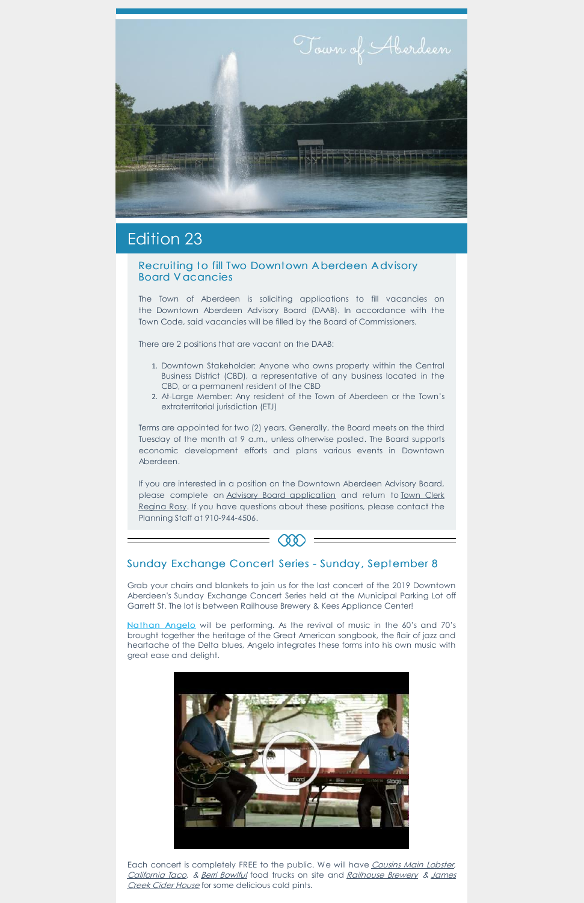Town of Aberdeen

# Edition 23

## Recruiting to fill Two Downtown Aberdeen Advisory Board Vacancies

The Town of Aberdeen is soliciting applications to fill vacancies on the Downtown Aberdeen Advisory Board (DAAB). In accordance with the Town Code, said vacancies will be filled by the Board of Commissioners.

There are 2 positions that are vacant on the DAAB:

1. Downtown Stakeholder: Anyone who owns property within the Central Business District (CBD), a representative of any business located in the CBD, or a permanent resident of the CBD
2. At-Large Member: Any resident of the Town of Aberdeen or the Town's extraterritorial jurisdiction (ETJ)

Terms are appointed for two (2) years. Generally, the Board meets on the third Tuesday of the month at 9 a.m., unless otherwise posted. The Board supports economic development efforts and plans various events in Downtown Aberdeen.

If you are interested in a position on the Downtown Aberdeen Advisory Board, please complete an Advisory Board application and return to Town Clerk Regina Rosy. If you have questions about these positions, please contact the Planning Staff at 910-944-4506.

## Sunday Exchange Concert Series - Sunday, September 8

Grab your chairs and blankets to join us for the last concert of the 2019 Downtown Aberdeen's Sunday Exchange Concert Series held at the Municipal Parking Lot off Garrett St. The lot is between Railhouse Brewery & Kees Appliance Center!

Nathan Angelo will be performing. As the revival of music in the 60's and 70's brought together the heritage of the Great American songbook, the flair of jazz and heartache of the Delta blues, Angelo integrates these forms into his own music with great ease and delight.

Each concert is completely FREE to the public. We will have *Cousins Main Lobster*, *California Taco*, & *Berri Bowlful* food trucks on site and *Railhouse Brewery* & *James Creek Cider House* for some delicious cold pints.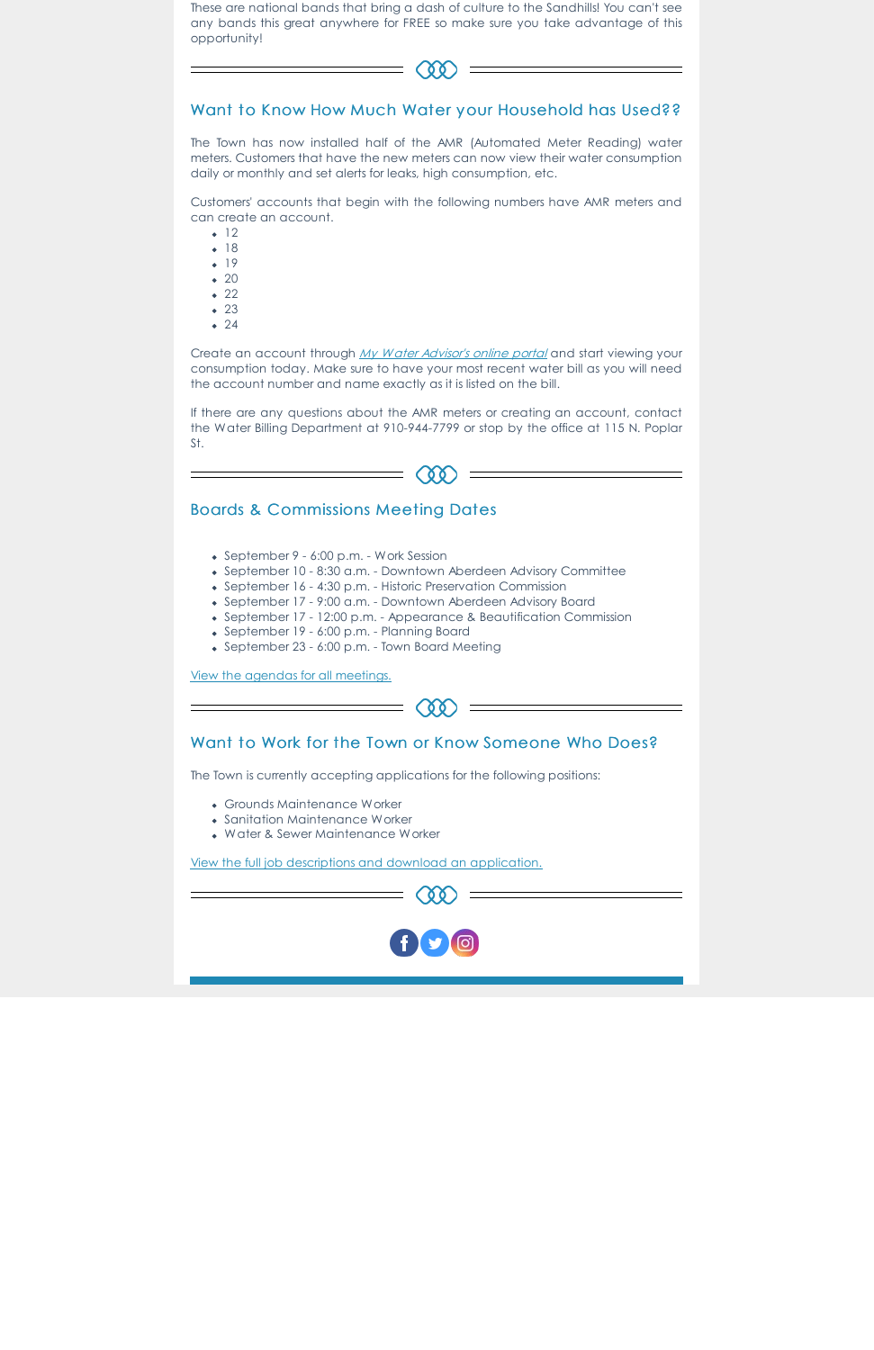These are national bands that bring a dash of culture to the Sandhills! You can't see any bands this great anywhere for FREE so make sure you take advantage of this opportunity!

## Want to Know How Much Water your Household has Used??

The Town has now installed half of the AMR (Automated Meter Reading) water meters. Customers that have the new meters can now view their water consumption daily or monthly and set alerts for leaks, high consumption, etc.

Customers' accounts that begin with the following numbers have AMR meters and can create an account.

- 12
- 18
- 19
- 20
- 22
- 23
- 24

Create an account through *My Water Advisor's online portal* and start viewing your consumption today. Make sure to have your most recent water bill as you will need the account number and name exactly as it is listed on the bill.

If there are any questions about the AMR meters or creating an account, contact the Water Billing Department at 910-944-7799 or stop by the office at 115 N. Poplar St.

## Boards & Commissions Meeting Dates

- September 9 - 6:00 p.m. - Work Session
- September 10 - 8:30 a.m. - Downtown Aberdeen Advisory Committee
- September 16 - 4:30 p.m. - Historic Preservation Commission
- September 17 - 9:00 a.m. - Downtown Aberdeen Advisory Board
- September 17 - 12:00 p.m. - Appearance & Beautification Commission
- September 19 - 6:00 p.m. - Planning Board
- September 23 - 6:00 p.m. - Town Board Meeting

View the agendas for all meetings.

## Want to Work for the Town or Know Someone Who Does?

The Town is currently accepting applications for the following positions:

- Grounds Maintenance Worker
- Sanitation Maintenance Worker
- Water & Sewer Maintenance Worker

View the full job descriptions and download an application.